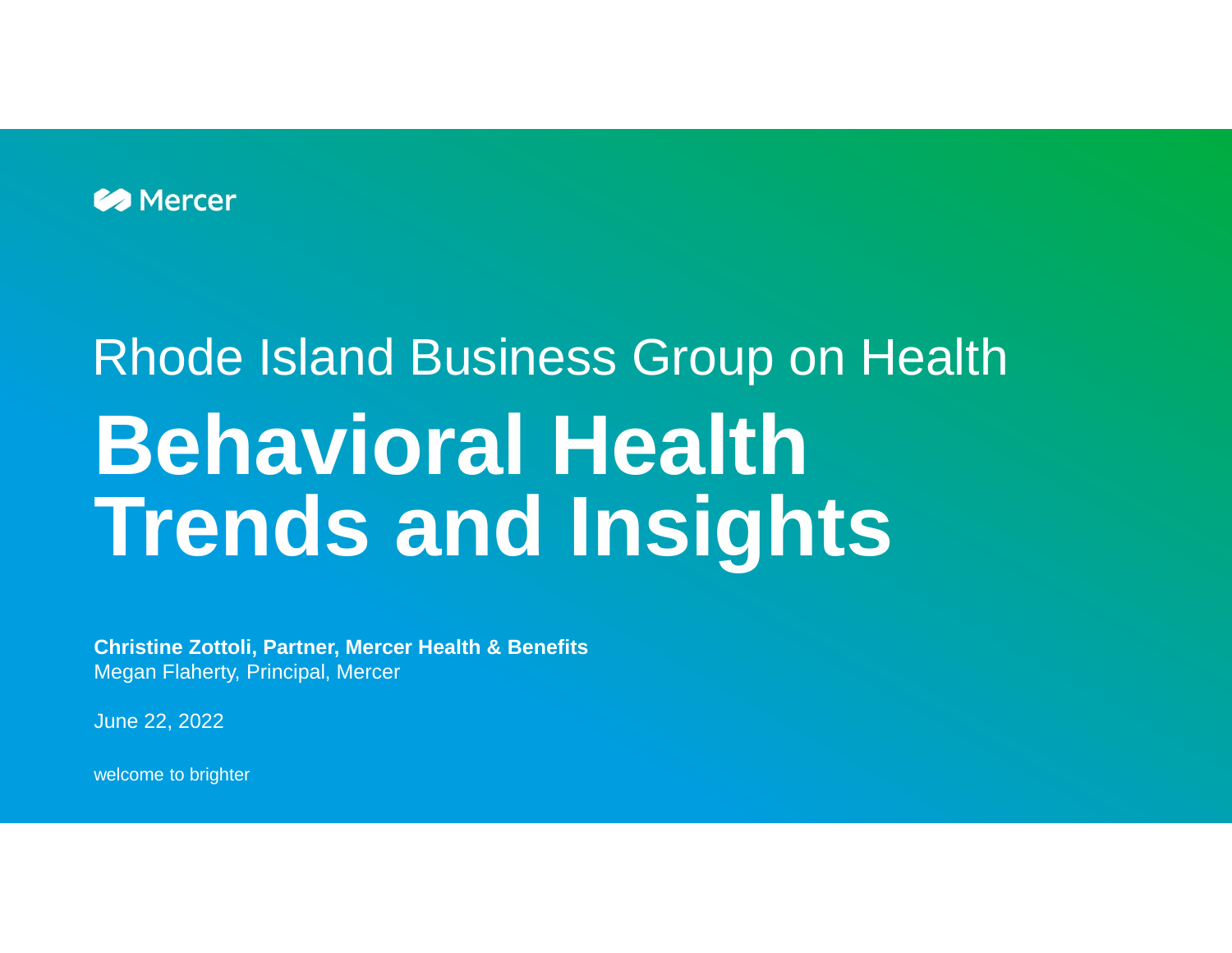Mercer

Rhode Island Business Group on Health

# Behavioral Health Trends and Insights

**Christine Zottoli, Partner, Mercer Health & Benefits**
Megan Flaherty, Principal, Mercer

June 22, 2022

welcome to brighter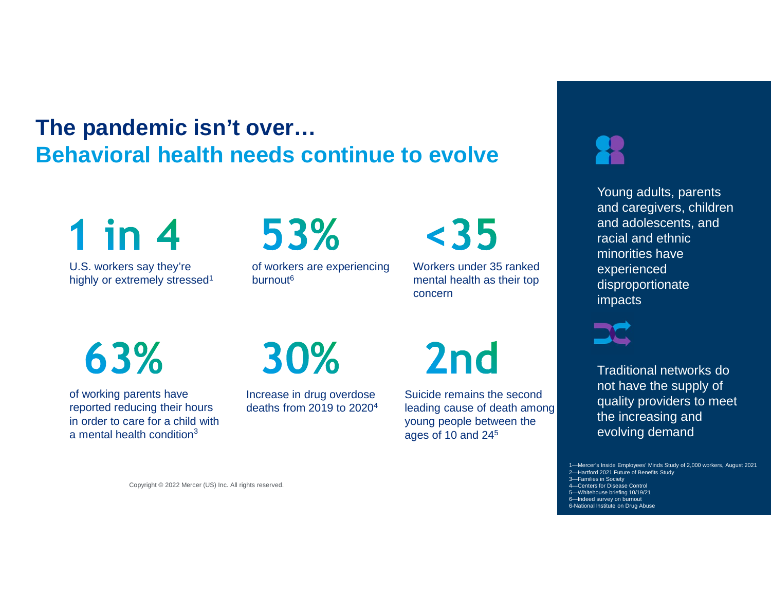# The pandemic isn't over…

## Behavioral health needs continue to evolve

**1 in 4**

U.S. workers say they're highly or extremely stressed[1]

**53%**

of workers are experiencing burnout[6]

**<35**

Workers under 35 ranked mental health as their top concern

**63%**

of working parents have reported reducing their hours in order to care for a child with a mental health condition[3]

**30%**

Increase in drug overdose deaths from 2019 to 2020[4]

**2nd**

Suicide remains the second leading cause of death among young people between the ages of 10 and 24[5]

Young adults, parents and caregivers, children and adolescents, and racial and ethnic minorities have experienced disproportionate impacts

Traditional networks do not have the supply of quality providers to meet the increasing and evolving demand

1—Mercer's Inside Employees' Minds Study of 2,000 workers, August 2021
2—Hartford 2021 Future of Benefits Study
3—Families in Society
4—Centers for Disease Control
5—Whitehouse briefing 10/19/21
6—Indeed survey on burnout
6-National Institute on Drug Abuse

Copyright © 2022 Mercer (US) Inc. All rights reserved.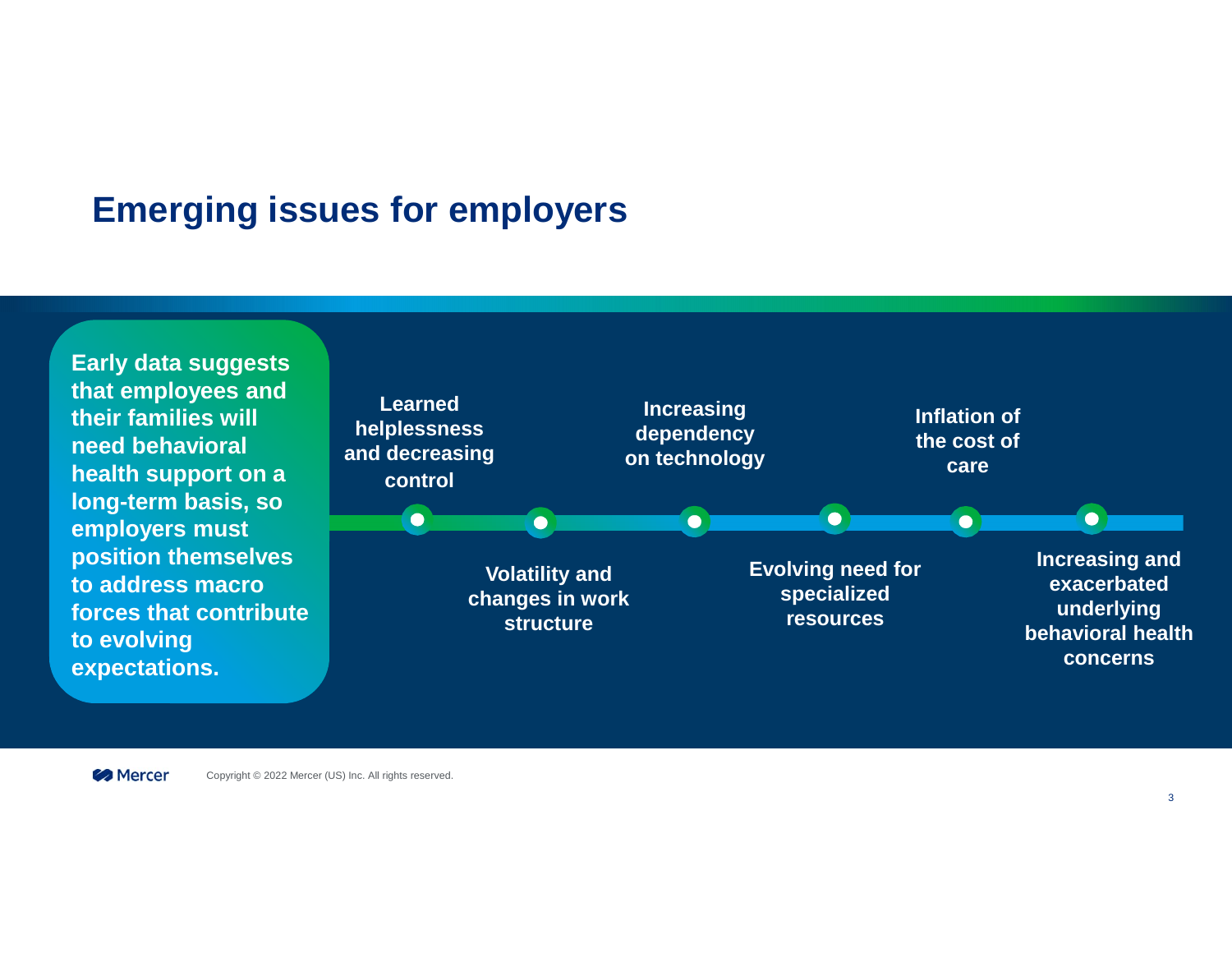# Emerging issues for employers

**Early data suggests that employees and their families will need behavioral health support on a long-term basis, so employers must position themselves to address macro forces that contribute to evolving expectations.**

- **Learned helplessness and decreasing control**
- **Volatility and changes in work structure**
- **Increasing dependency on technology**
- **Evolving need for specialized resources**
- **Inflation of the cost of care**
- **Increasing and exacerbated underlying behavioral health concerns**

Copyright © 2022 Mercer (US) Inc. All rights reserved.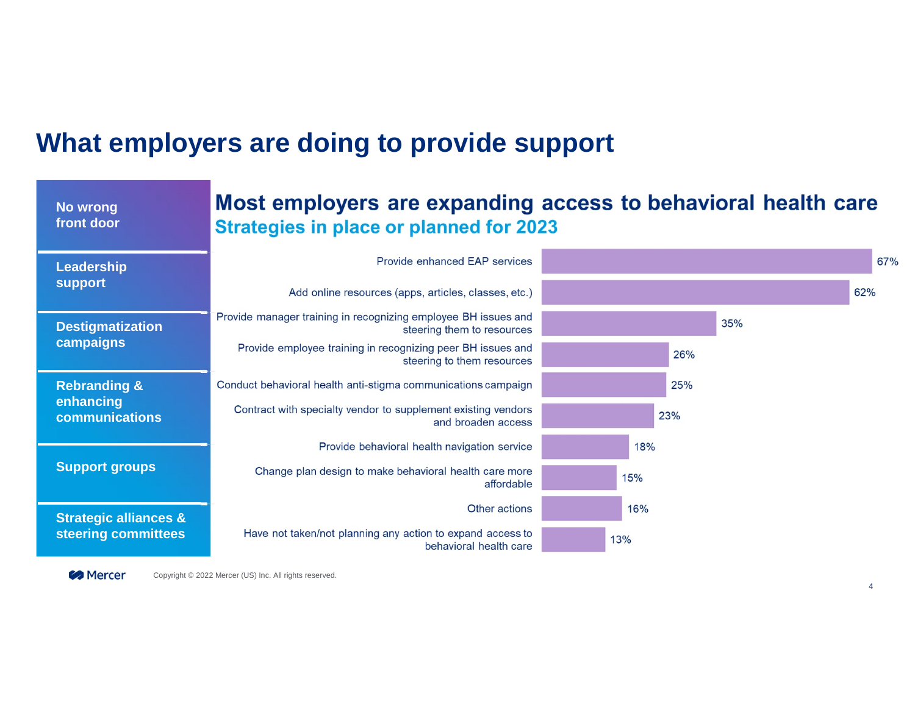# What employers are doing to provide support

- **No wrong front door**
- **Leadership support**
- **Destigmatization campaigns**
- **Rebranding & enhancing communications**
- **Support groups**
- **Strategic alliances & steering committees**

## Most employers are expanding access to behavioral health care

### Strategies in place or planned for 2023

| Strategy | % |
|---|---|
| Provide enhanced EAP services | 67% |
| Add online resources (apps, articles, classes, etc.) | 62% |
| Provide manager training in recognizing employee BH issues and steering them to resources | 35% |
| Provide employee training in recognizing peer BH issues and steering to them resources | 26% |
| Conduct behavioral health anti-stigma communications campaign | 25% |
| Contract with specialty vendor to supplement existing vendors and broaden access | 23% |
| Provide behavioral health navigation service | 18% |
| Change plan design to make behavioral health care more affordable | 15% |
| Other actions | 16% |
| Have not taken/not planning any action to expand access to behavioral health care | 13% |

Copyright © 2022 Mercer (US) Inc. All rights reserved.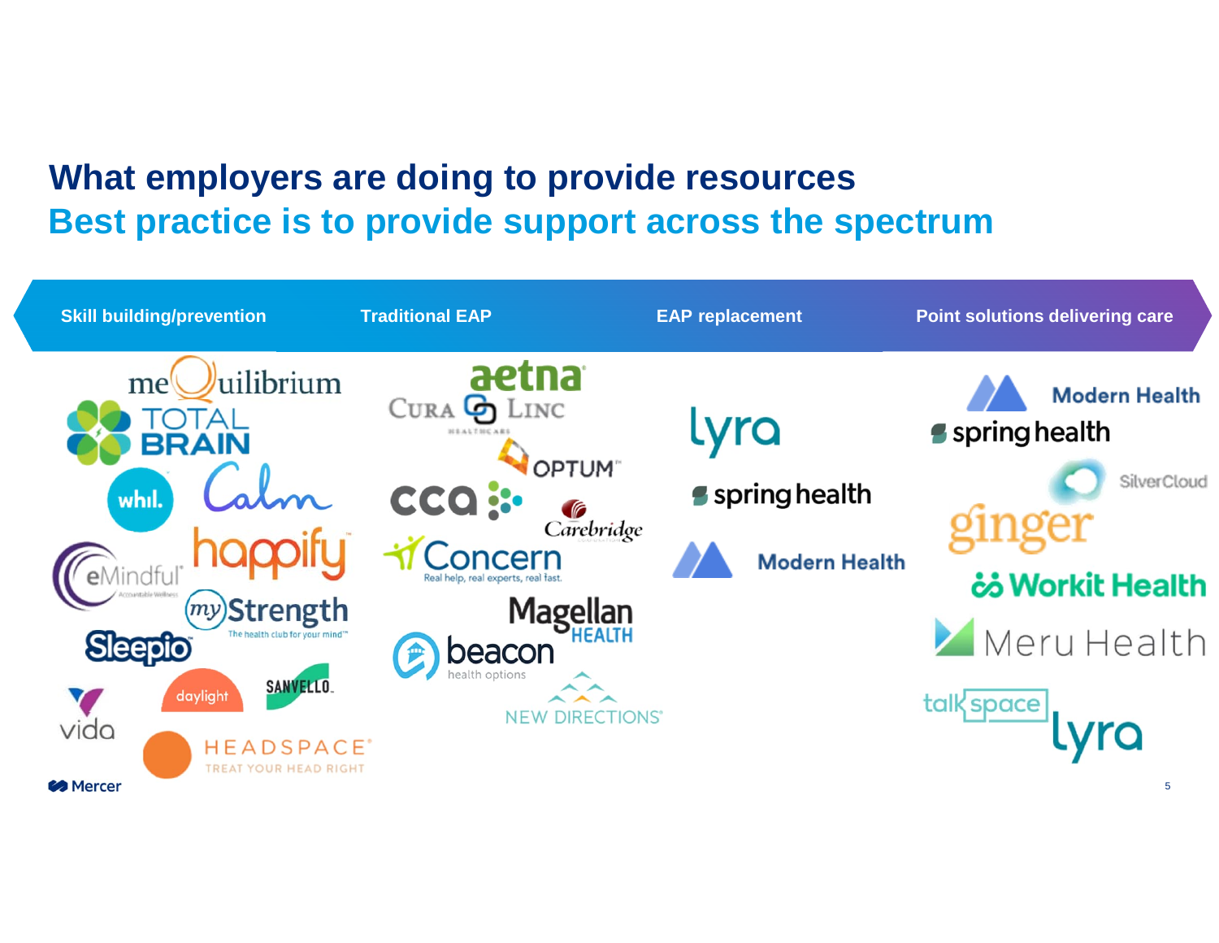# What employers are doing to provide resources

## Best practice is to provide support across the spectrum

| Skill building/prevention | Traditional EAP | EAP replacement | Point solutions delivering care |
| --- | --- | --- | --- |
| meQuilibrium | aetna | lyra | Modern Health |
| TOTAL BRAIN | CuraLinc Healthcare | spring health | spring health |
| whil. | OPTUM | Modern Health | SilverCloud |
| Calm | cca | | ginger |
| happify | Carebridge | | Workit Health |
| eMindful | Concern — Real help, real experts, real fast. | | Meru Health |
| myStrength — The health club for your mind | Magellan HEALTH | | talkspace |
| Sleepio | beacon health options | | lyra |
| vida | NEW DIRECTIONS | | |
| daylight | | | |
| SANVELLO | | | |
| HEADSPACE — TREAT YOUR HEAD RIGHT | | | |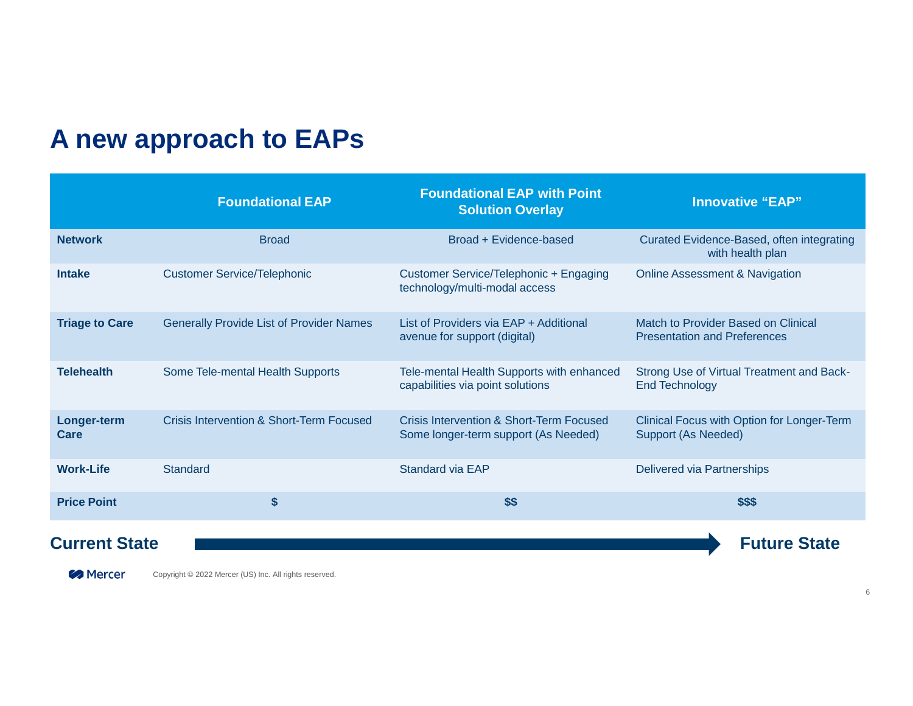# A new approach to EAPs

| | Foundational EAP | Foundational EAP with Point Solution Overlay | Innovative "EAP" |
|---|---|---|---|
| **Network** | Broad | Broad + Evidence-based | Curated Evidence-Based, often integrating with health plan |
| **Intake** | Customer Service/Telephonic | Customer Service/Telephonic + Engaging technology/multi-modal access | Online Assessment & Navigation |
| **Triage to Care** | Generally Provide List of Provider Names | List of Providers via EAP + Additional avenue for support (digital) | Match to Provider Based on Clinical Presentation and Preferences |
| **Telehealth** | Some Tele-mental Health Supports | Tele-mental Health Supports with enhanced capabilities via point solutions | Strong Use of Virtual Treatment and Back-End Technology |
| **Longer-term Care** | Crisis Intervention & Short-Term Focused | Crisis Intervention & Short-Term Focused Some longer-term support (As Needed) | Clinical Focus with Option for Longer-Term Support (As Needed) |
| **Work-Life** | Standard | Standard via EAP | Delivered via Partnerships |
| **Price Point** | **$** | **$$** | **$$$** |

**Current State** → **Future State**

Copyright © 2022 Mercer (US) Inc. All rights reserved.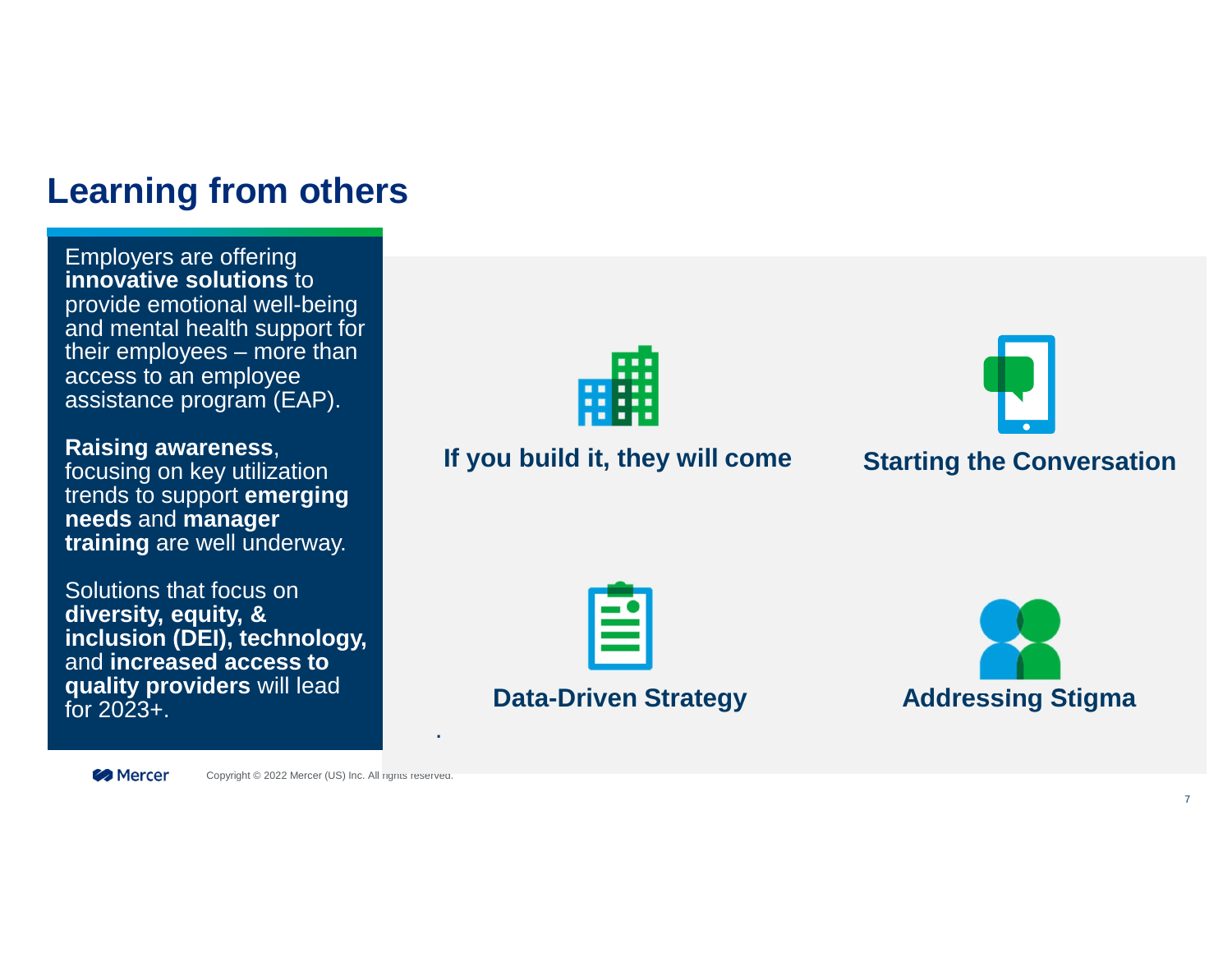# Learning from others

Employers are offering **innovative solutions** to provide emotional well-being and mental health support for their employees – more than access to an employee assistance program (EAP).

**Raising awareness**, focusing on key utilization trends to support **emerging needs** and **manager training** are well underway.

Solutions that focus on **diversity, equity, & inclusion (DEI), technology,** and **increased access to quality providers** will lead for 2023+.

**If you build it, they will come**

**Starting the Conversation**

**Data-Driven Strategy**

**Addressing Stigma**

Copyright © 2022 Mercer (US) Inc. All rights reserved.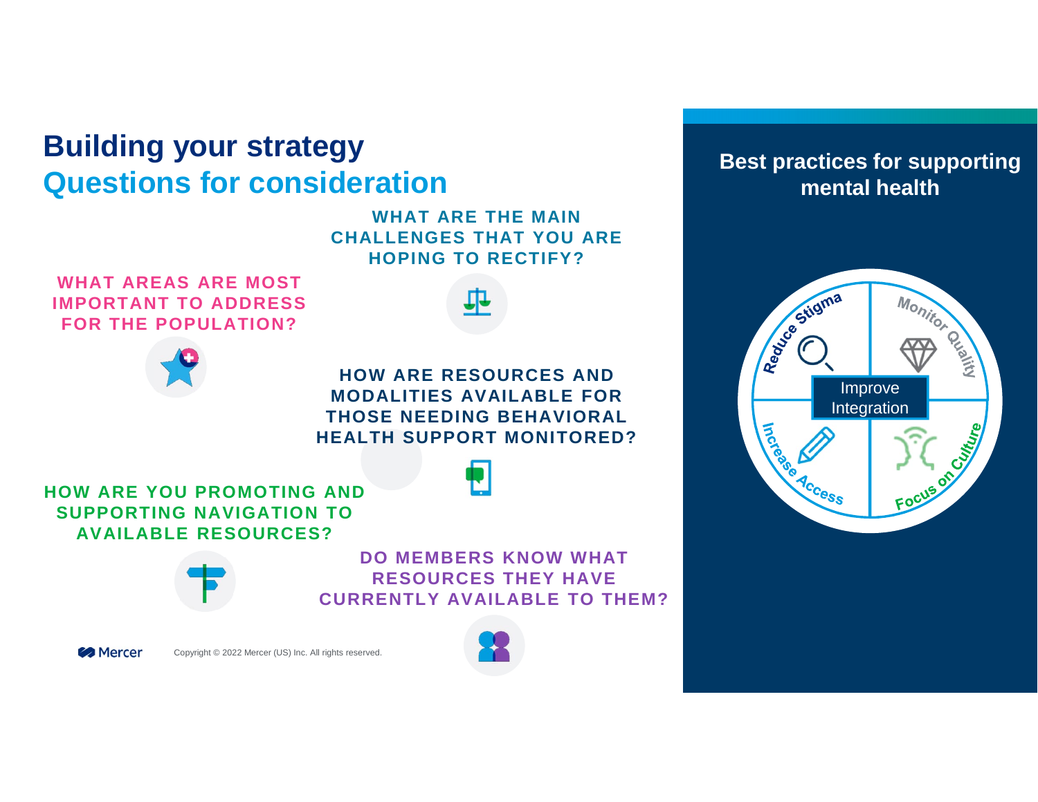# Building your strategy
## Questions for consideration

**WHAT ARE THE MAIN CHALLENGES THAT YOU ARE HOPING TO RECTIFY?**

**WHAT AREAS ARE MOST IMPORTANT TO ADDRESS FOR THE POPULATION?**

**HOW ARE RESOURCES AND MODALITIES AVAILABLE FOR THOSE NEEDING BEHAVIORAL HEALTH SUPPORT MONITORED?**

**HOW ARE YOU PROMOTING AND SUPPORTING NAVIGATION TO AVAILABLE RESOURCES?**

**DO MEMBERS KNOW WHAT RESOURCES THEY HAVE CURRENTLY AVAILABLE TO THEM?**

## Best practices for supporting mental health

- Reduce Stigma
- Monitor Quality
- Improve Integration
- Increase Access
- Focus on Culture

Copyright © 2022 Mercer (US) Inc. All rights reserved.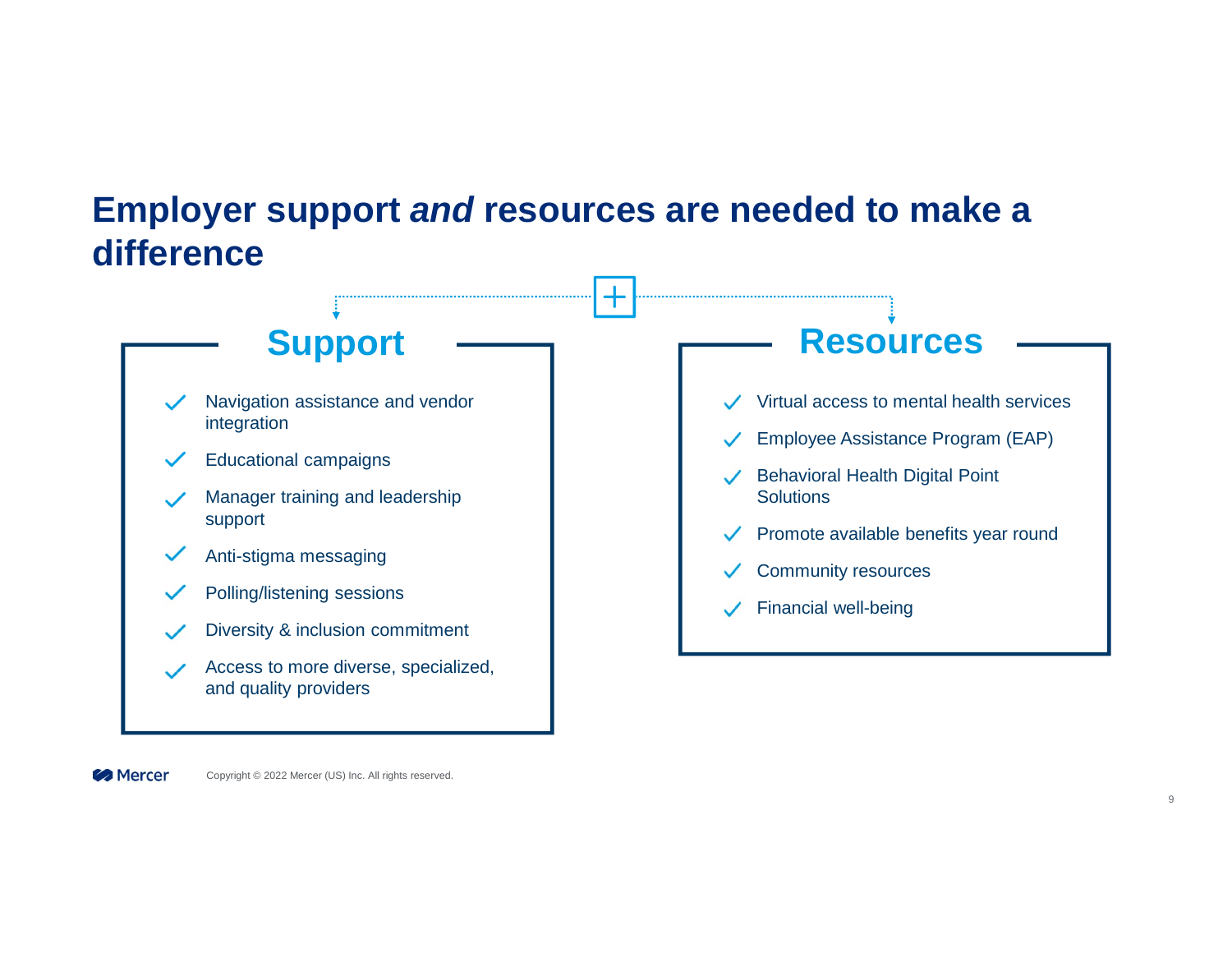# Employer support *and* resources are needed to make a difference

## Support

- Navigation assistance and vendor integration
- Educational campaigns
- Manager training and leadership support
- Anti-stigma messaging
- Polling/listening sessions
- Diversity & inclusion commitment
- Access to more diverse, specialized, and quality providers

## Resources

- Virtual access to mental health services
- Employee Assistance Program (EAP)
- Behavioral Health Digital Point Solutions
- Promote available benefits year round
- Community resources
- Financial well-being

Copyright © 2022 Mercer (US) Inc. All rights reserved.